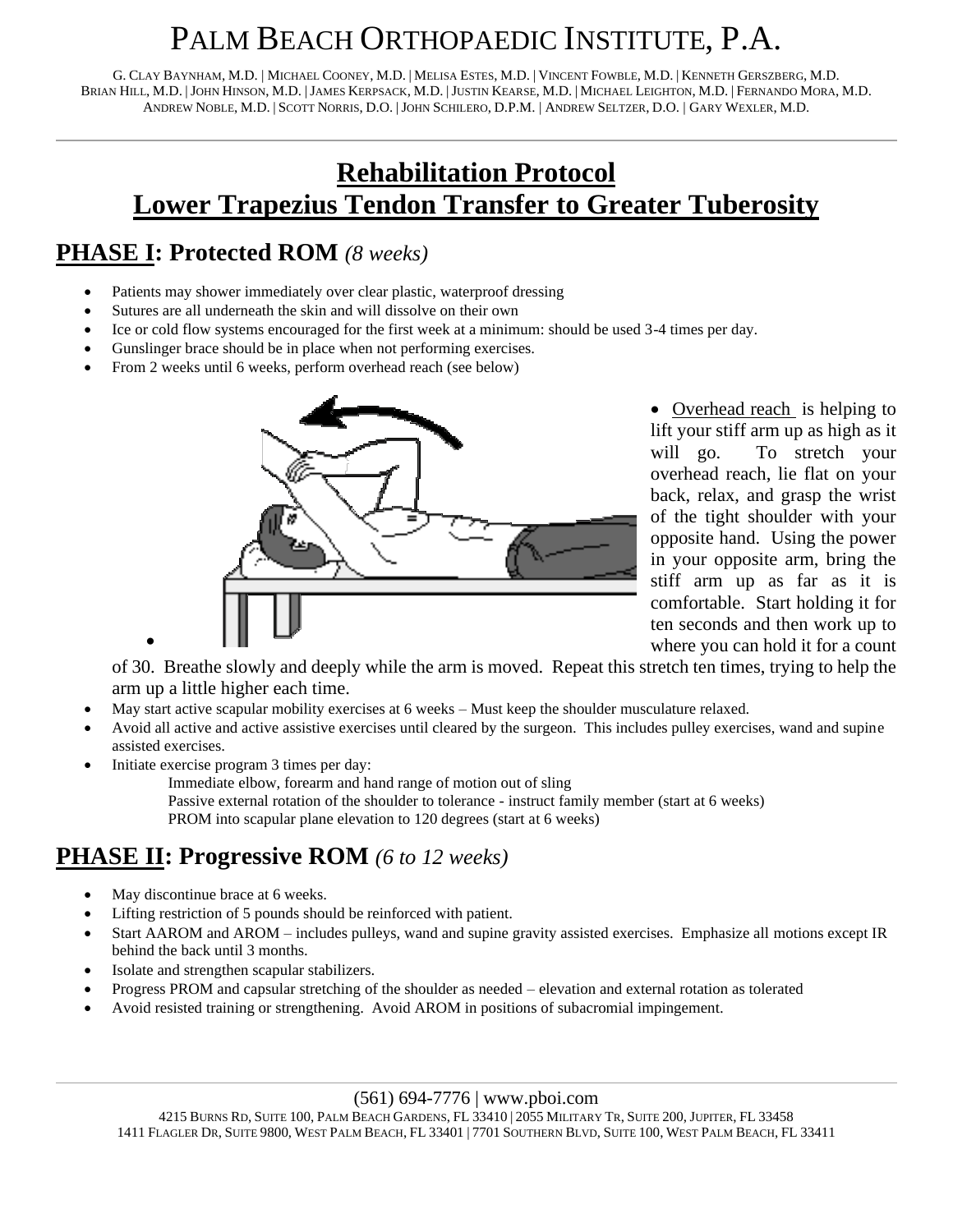# PALM BEACH ORTHOPAEDIC INSTITUTE, P.A.

G. CLAY BAYNHAM, M.D. | MICHAEL COONEY, M.D. | MELISA ESTES, M.D. | VINCENT FOWBLE, M.D. | KENNETH GERSZBERG, M.D.
BRIAN HILL, M.D. | JOHN HINSON, M.D. | JAMES KERPSACK, M.D. | JUSTIN KEARSE, M.D. | MICHAEL LEIGHTON, M.D. | FERNANDO MORA, M.D.
ANDREW NOBLE, M.D. | SCOTT NORRIS, D.O. | JOHN SCHILERO, D.P.M. | ANDREW SELTZER, D.O. | GARY WEXLER, M.D.

## Rehabilitation Protocol
## Lower Trapezius Tendon Transfer to Greater Tuberosity

### PHASE I: Protected ROM *(8 weeks)*

- Patients may shower immediately over clear plastic, waterproof dressing
- Sutures are all underneath the skin and will dissolve on their own
- Ice or cold flow systems encouraged for the first week at a minimum: should be used 3-4 times per day.
- Gunslinger brace should be in place when not performing exercises.
- From 2 weeks until 6 weeks, perform overhead reach (see below)
- Overhead reach is helping to lift your stiff arm up as high as it will go. To stretch your overhead reach, lie flat on your back, relax, and grasp the wrist of the tight shoulder with your opposite hand. Using the power in your opposite arm, bring the stiff arm up as far as it is comfortable. Start holding it for ten seconds and then work up to where you can hold it for a count of 30. Breathe slowly and deeply while the arm is moved. Repeat this stretch ten times, trying to help the arm up a little higher each time.
- May start active scapular mobility exercises at 6 weeks – Must keep the shoulder musculature relaxed.
- Avoid all active and active assistive exercises until cleared by the surgeon. This includes pulley exercises, wand and supine assisted exercises.
- Initiate exercise program 3 times per day:
  - Immediate elbow, forearm and hand range of motion out of sling
  - Passive external rotation of the shoulder to tolerance - instruct family member (start at 6 weeks)
  - PROM into scapular plane elevation to 120 degrees (start at 6 weeks)

### PHASE II: Progressive ROM *(6 to 12 weeks)*

- May discontinue brace at 6 weeks.
- Lifting restriction of 5 pounds should be reinforced with patient.
- Start AAROM and AROM – includes pulleys, wand and supine gravity assisted exercises. Emphasize all motions except IR behind the back until 3 months.
- Isolate and strengthen scapular stabilizers.
- Progress PROM and capsular stretching of the shoulder as needed – elevation and external rotation as tolerated
- Avoid resisted training or strengthening. Avoid AROM in positions of subacromial impingement.

(561) 694-7776 | www.pboi.com
4215 BURNS RD, SUITE 100, PALM BEACH GARDENS, FL 33410 | 2055 MILITARY TR, SUITE 200, JUPITER, FL 33458
1411 FLAGLER DR, SUITE 9800, WEST PALM BEACH, FL 33401 | 7701 SOUTHERN BLVD, SUITE 100, WEST PALM BEACH, FL 33411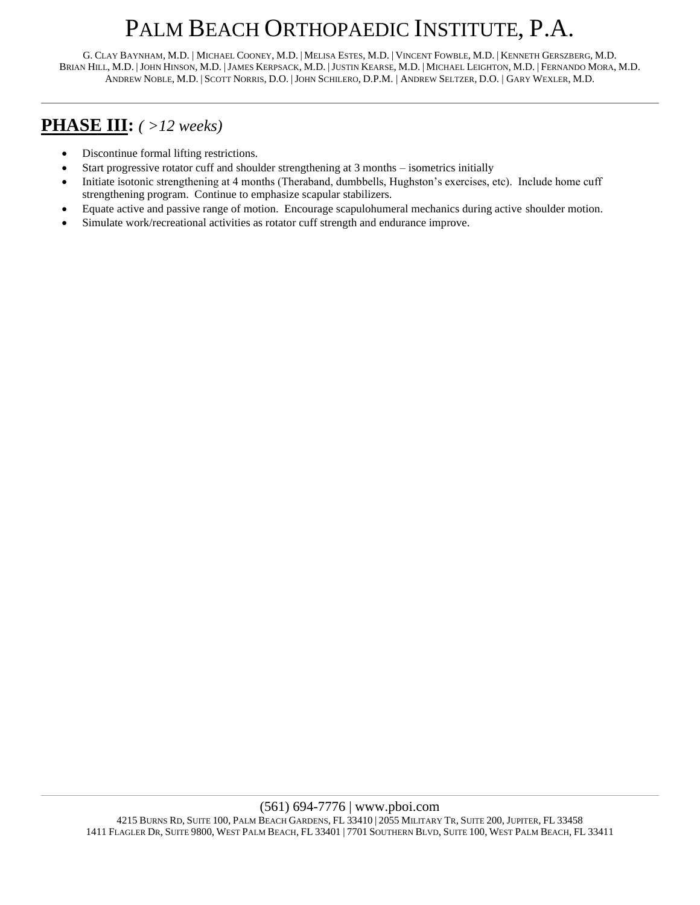## **PHASE III:** *( >12 weeks)*

- Discontinue formal lifting restrictions.
- Start progressive rotator cuff and shoulder strengthening at 3 months – isometrics initially
- Initiate isotonic strengthening at 4 months (Theraband, dumbbells, Hughston's exercises, etc). Include home cuff strengthening program. Continue to emphasize scapular stabilizers.
- Equate active and passive range of motion. Encourage scapulohumeral mechanics during active shoulder motion.
- Simulate work/recreational activities as rotator cuff strength and endurance improve.